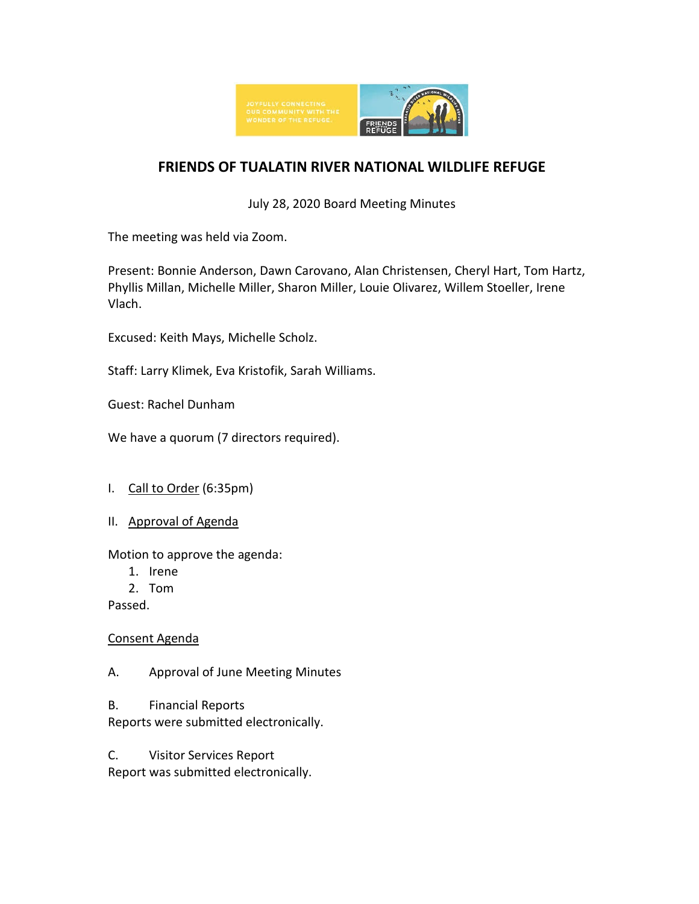# FRIENDS OF TUALATIN RIVER NATIONAL WILDLIFE REFUGE

July 28, 2020 Board Meeting Minutes

The meeting was held via Zoom.

Present: Bonnie Anderson, Dawn Carovano, Alan Christensen, Cheryl Hart, Tom Hartz, Phyllis Millan, Michelle Miller, Sharon Miller, Louie Olivarez, Willem Stoeller, Irene Vlach.

Excused: Keith Mays, Michelle Scholz.

Staff: Larry Klimek, Eva Kristofik, Sarah Williams.

Guest: Rachel Dunham

We have a quorum (7 directors required).

I. Call to Order (6:35pm)

II. Approval of Agenda

Motion to approve the agenda:

1. Irene
2. Tom

Passed.

Consent Agenda

A. Approval of June Meeting Minutes

B. Financial Reports

Reports were submitted electronically.

C. Visitor Services Report

Report was submitted electronically.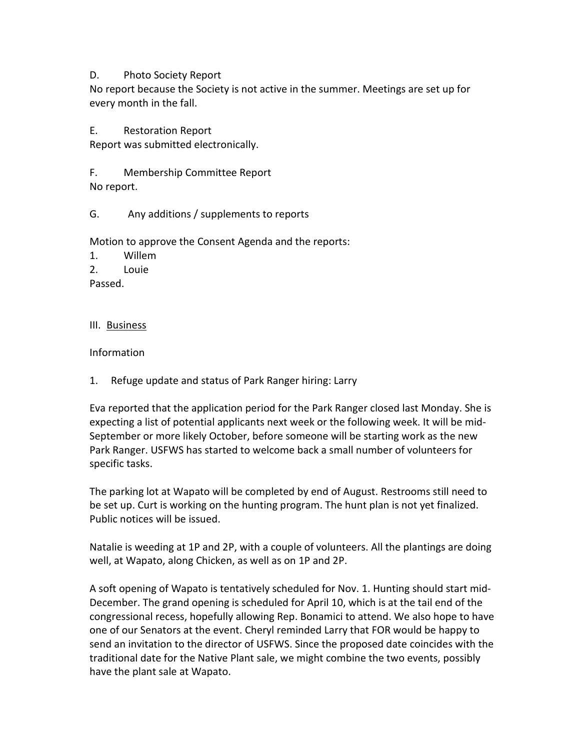D. Photo Society Report

No report because the Society is not active in the summer. Meetings are set up for every month in the fall.

E. Restoration Report

Report was submitted electronically.

F. Membership Committee Report

No report.

G. Any additions / supplements to reports

Motion to approve the Consent Agenda and the reports:

1. Willem
2. Louie

Passed.

III. <u>Business</u>

Information

1. Refuge update and status of Park Ranger hiring: Larry

Eva reported that the application period for the Park Ranger closed last Monday. She is expecting a list of potential applicants next week or the following week. It will be mid-September or more likely October, before someone will be starting work as the new Park Ranger. USFWS has started to welcome back a small number of volunteers for specific tasks.

The parking lot at Wapato will be completed by end of August. Restrooms still need to be set up. Curt is working on the hunting program. The hunt plan is not yet finalized. Public notices will be issued.

Natalie is weeding at 1P and 2P, with a couple of volunteers. All the plantings are doing well, at Wapato, along Chicken, as well as on 1P and 2P.

A soft opening of Wapato is tentatively scheduled for Nov. 1. Hunting should start mid-December. The grand opening is scheduled for April 10, which is at the tail end of the congressional recess, hopefully allowing Rep. Bonamici to attend. We also hope to have one of our Senators at the event. Cheryl reminded Larry that FOR would be happy to send an invitation to the director of USFWS. Since the proposed date coincides with the traditional date for the Native Plant sale, we might combine the two events, possibly have the plant sale at Wapato.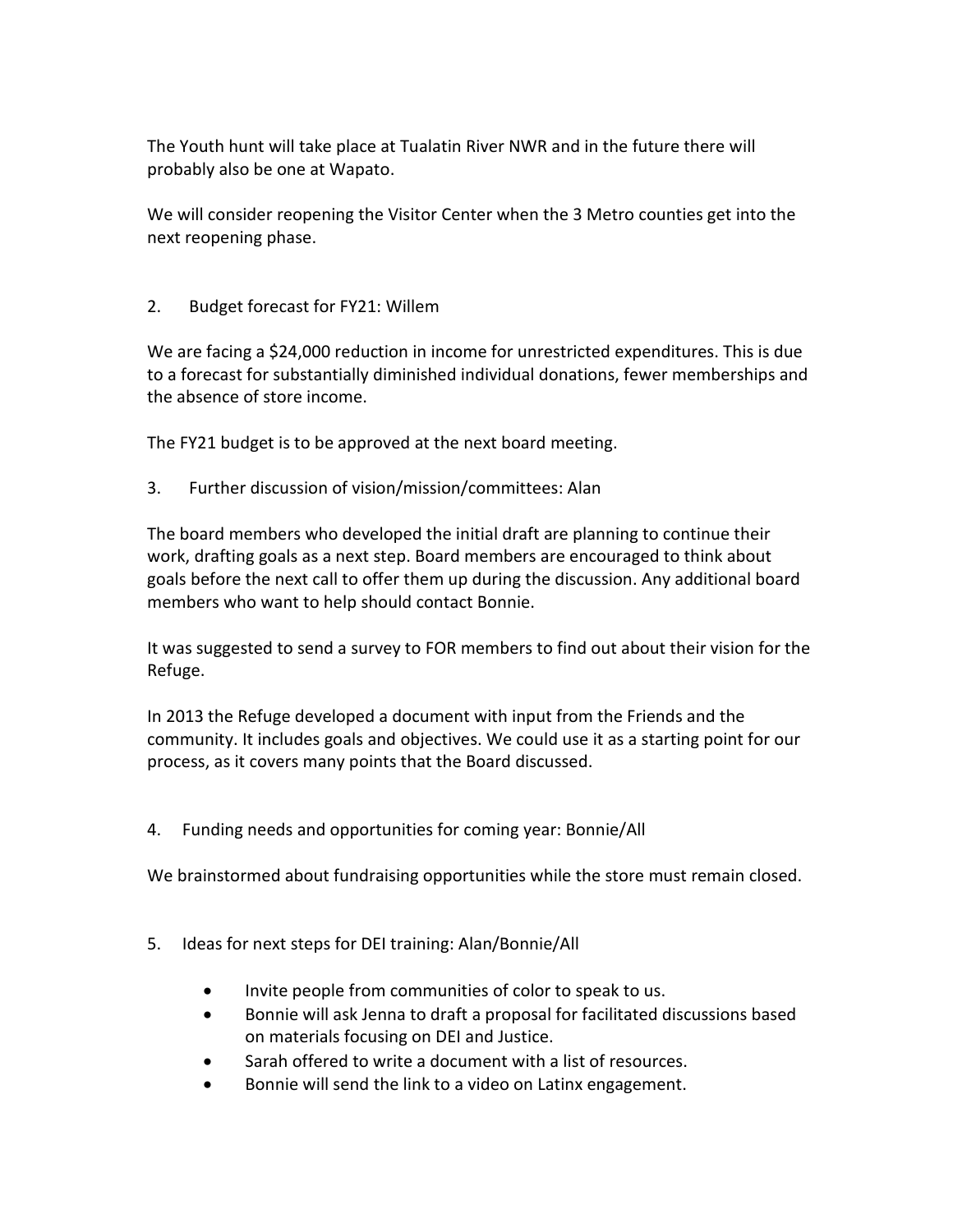The Youth hunt will take place at Tualatin River NWR and in the future there will probably also be one at Wapato.

We will consider reopening the Visitor Center when the 3 Metro counties get into the next reopening phase.

2. Budget forecast for FY21: Willem

We are facing a $24,000 reduction in income for unrestricted expenditures. This is due to a forecast for substantially diminished individual donations, fewer memberships and the absence of store income.

The FY21 budget is to be approved at the next board meeting.

3. Further discussion of vision/mission/committees: Alan

The board members who developed the initial draft are planning to continue their work, drafting goals as a next step. Board members are encouraged to think about goals before the next call to offer them up during the discussion. Any additional board members who want to help should contact Bonnie.

It was suggested to send a survey to FOR members to find out about their vision for the Refuge.

In 2013 the Refuge developed a document with input from the Friends and the community. It includes goals and objectives. We could use it as a starting point for our process, as it covers many points that the Board discussed.

4. Funding needs and opportunities for coming year: Bonnie/All

We brainstormed about fundraising opportunities while the store must remain closed.

5. Ideas for next steps for DEI training: Alan/Bonnie/All

- Invite people from communities of color to speak to us.
- Bonnie will ask Jenna to draft a proposal for facilitated discussions based on materials focusing on DEI and Justice.
- Sarah offered to write a document with a list of resources.
- Bonnie will send the link to a video on Latinx engagement.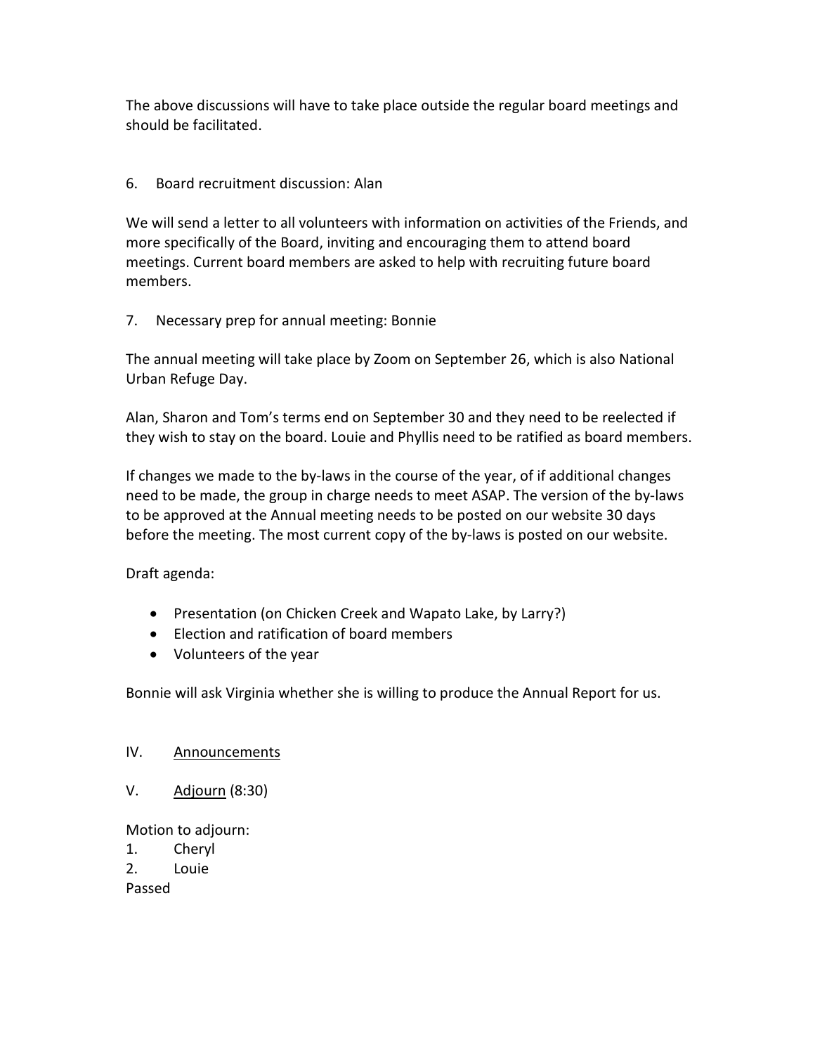The above discussions will have to take place outside the regular board meetings and should be facilitated.

6. Board recruitment discussion: Alan

We will send a letter to all volunteers with information on activities of the Friends, and more specifically of the Board, inviting and encouraging them to attend board meetings. Current board members are asked to help with recruiting future board members.

7. Necessary prep for annual meeting: Bonnie

The annual meeting will take place by Zoom on September 26, which is also National Urban Refuge Day.

Alan, Sharon and Tom's terms end on September 30 and they need to be reelected if they wish to stay on the board. Louie and Phyllis need to be ratified as board members.

If changes we made to the by-laws in the course of the year, of if additional changes need to be made, the group in charge needs to meet ASAP. The version of the by-laws to be approved at the Annual meeting needs to be posted on our website 30 days before the meeting. The most current copy of the by-laws is posted on our website.

Draft agenda:

- Presentation (on Chicken Creek and Wapato Lake, by Larry?)
- Election and ratification of board members
- Volunteers of the year

Bonnie will ask Virginia whether she is willing to produce the Annual Report for us.

IV. <u>Announcements</u>

V. <u>Adjourn</u> (8:30)

Motion to adjourn:
1. Cheryl
2. Louie

Passed